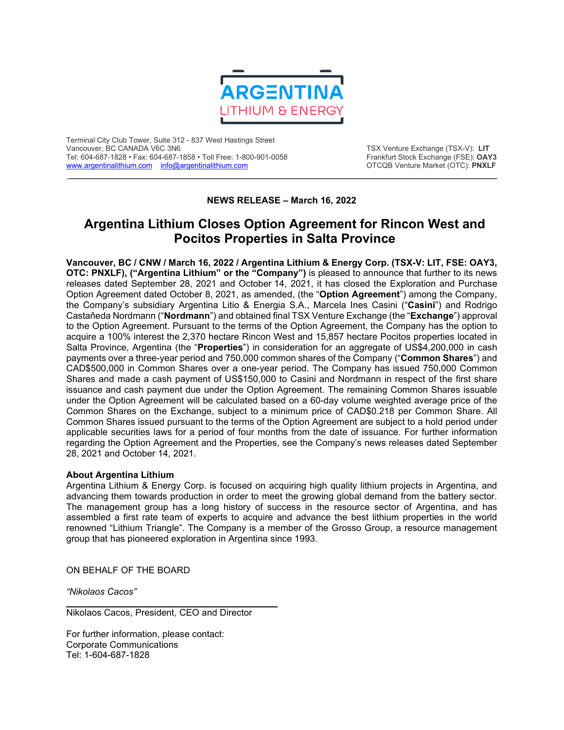ARGENTINA LITHIUM & ENERGY

Terminal City Club Tower, Suite 312 - 837 West Hastings Street
Vancouver, BC CANADA V6C 3N6
Tel: 604-687-1828 • Fax: 604-687-1858 • Toll Free: 1-800-901-0058
www.argentinalithium.com info@argentinalithium.com

TSX Venture Exchange (TSX-V): **LIT**
Frankfurt Stock Exchange (FSE): **OAY3**
OTCQB Venture Market (OTC): **PNXLF**

**NEWS RELEASE – March 16, 2022**

# Argentina Lithium Closes Option Agreement for Rincon West and Pocitos Properties in Salta Province

**Vancouver, BC / CNW / March 16, 2022 / Argentina Lithium & Energy Corp. (TSX-V: LIT, FSE: OAY3, OTC: PNXLF), ("Argentina Lithium" or the "Company")** is pleased to announce that further to its news releases dated September 28, 2021 and October 14, 2021, it has closed the Exploration and Purchase Option Agreement dated October 8, 2021, as amended, (the "**Option Agreement**") among the Company, the Company's subsidiary Argentina Litio & Energia S.A., Marcela Ines Casini ("**Casini**") and Rodrigo Castañeda Nordmann ("**Nordmann**") and obtained final TSX Venture Exchange (the "**Exchange**") approval to the Option Agreement. Pursuant to the terms of the Option Agreement, the Company has the option to acquire a 100% interest the 2,370 hectare Rincon West and 15,857 hectare Pocitos properties located in Salta Province, Argentina (the "**Properties**") in consideration for an aggregate of US$4,200,000 in cash payments over a three-year period and 750,000 common shares of the Company ("**Common Shares**") and CAD$500,000 in Common Shares over a one-year period. The Company has issued 750,000 Common Shares and made a cash payment of US$150,000 to Casini and Nordmann in respect of the first share issuance and cash payment due under the Option Agreement. The remaining Common Shares issuable under the Option Agreement will be calculated based on a 60-day volume weighted average price of the Common Shares on the Exchange, subject to a minimum price of CAD$0.218 per Common Share. All Common Shares issued pursuant to the terms of the Option Agreement are subject to a hold period under applicable securities laws for a period of four months from the date of issuance. For further information regarding the Option Agreement and the Properties, see the Company's news releases dated September 28, 2021 and October 14, 2021.

**About Argentina Lithium**
Argentina Lithium & Energy Corp. is focused on acquiring high quality lithium projects in Argentina, and advancing them towards production in order to meet the growing global demand from the battery sector. The management group has a long history of success in the resource sector of Argentina, and has assembled a first rate team of experts to acquire and advance the best lithium properties in the world renowned "Lithium Triangle". The Company is a member of the Grosso Group, a resource management group that has pioneered exploration in Argentina since 1993.

ON BEHALF OF THE BOARD

*"Nikolaos Cacos"*

Nikolaos Cacos, President, CEO and Director

For further information, please contact:
Corporate Communications
Tel: 1-604-687-1828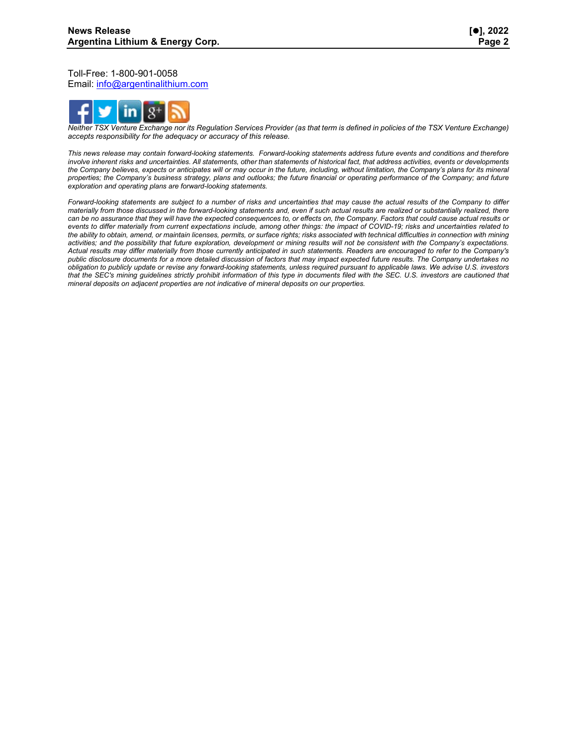Toll-Free: 1-800-901-0058
Email: info@argentinalithium.com

*Neither TSX Venture Exchange nor its Regulation Services Provider (as that term is defined in policies of the TSX Venture Exchange) accepts responsibility for the adequacy or accuracy of this release.*

*This news release may contain forward-looking statements. Forward-looking statements address future events and conditions and therefore involve inherent risks and uncertainties. All statements, other than statements of historical fact, that address activities, events or developments the Company believes, expects or anticipates will or may occur in the future, including, without limitation, the Company's plans for its mineral properties; the Company's business strategy, plans and outlooks; the future financial or operating performance of the Company; and future exploration and operating plans are forward-looking statements.*

*Forward-looking statements are subject to a number of risks and uncertainties that may cause the actual results of the Company to differ materially from those discussed in the forward-looking statements and, even if such actual results are realized or substantially realized, there can be no assurance that they will have the expected consequences to, or effects on, the Company. Factors that could cause actual results or events to differ materially from current expectations include, among other things: the impact of COVID-19; risks and uncertainties related to the ability to obtain, amend, or maintain licenses, permits, or surface rights; risks associated with technical difficulties in connection with mining activities; and the possibility that future exploration, development or mining results will not be consistent with the Company's expectations. Actual results may differ materially from those currently anticipated in such statements. Readers are encouraged to refer to the Company's public disclosure documents for a more detailed discussion of factors that may impact expected future results. The Company undertakes no obligation to publicly update or revise any forward-looking statements, unless required pursuant to applicable laws. We advise U.S. investors that the SEC's mining guidelines strictly prohibit information of this type in documents filed with the SEC. U.S. investors are cautioned that mineral deposits on adjacent properties are not indicative of mineral deposits on our properties.*